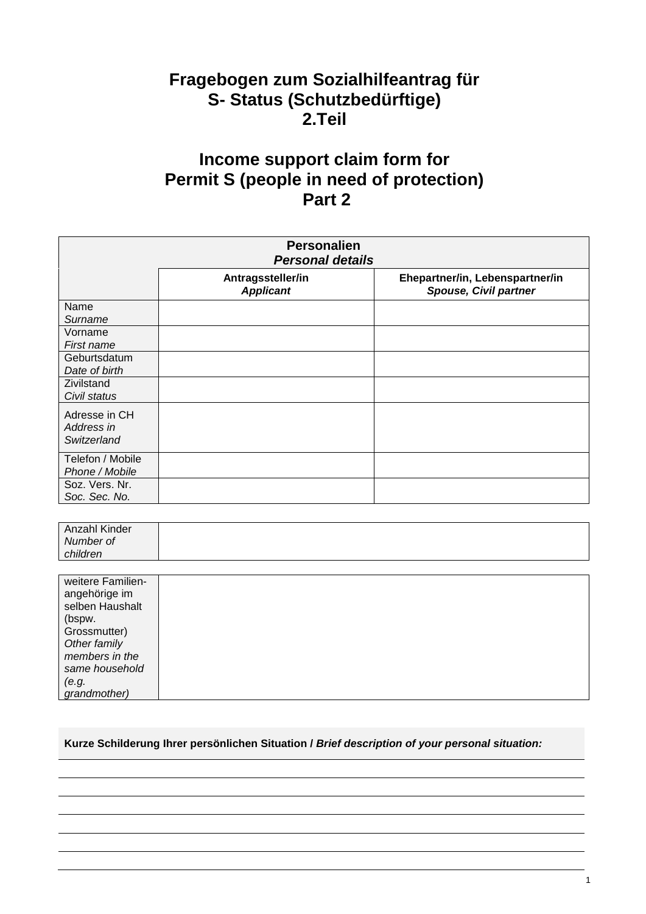# Fragebogen zum Sozialhilfeantrag für S- Status (Schutzbedürftige) 2.Teil

# Income support claim form for Permit S (people in need of protection) Part 2

| **Personalien** *Personal details* | | |
|---|---|---|
| | **Antragssteller/in** ***Applicant*** | **Ehepartner/in, Lebenspartner/in** ***Spouse, Civil partner*** |
| Name *Surname* | | |
| Vorname *First name* | | |
| Geburtsdatum *Date of birth* | | |
| Zivilstand *Civil status* | | |
| Adresse in CH *Address in Switzerland* | | |
| Telefon / Mobile *Phone / Mobile* | | |
| Soz. Vers. Nr. *Soc. Sec. No.* | | |

| Anzahl Kinder *Number of children* | |
|---|---|

| weitere Familien-angehörige im selben Haushalt (bspw. Grossmutter) *Other family members in the same household (e.g. grandmother)* | |
|---|---|

**Kurze Schilderung Ihrer persönlichen Situation /** ***Brief description of your personal situation:***

___

___

___

___

___

___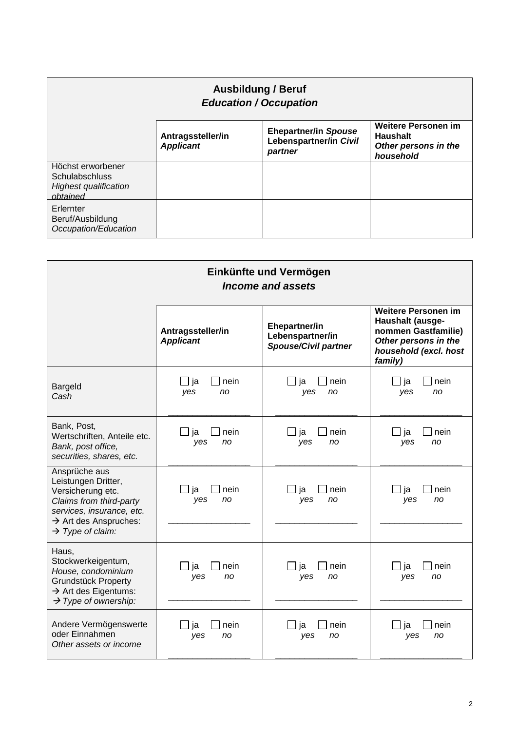| **Ausbildung / Beruf**<br>***Education / Occupation*** | | | |
|---|---|---|---|
| | **Antragssteller/in**<br>***Applicant*** | **Ehepartner/in *Spouse***<br>**Lebenspartner/in *Civil partner*** | **Weitere Personen im Haushalt**<br>***Other persons in the household*** |
| Höchst erworbener Schulabschluss<br>*Highest qualification obtained* | | | |
| Erlernter Beruf/Ausbildung<br>*Occupation/Education* | | | |

| **Einkünfte und Vermögen**<br>***Income and assets*** | | | |
|---|---|---|---|
| | **Antragssteller/in**<br>***Applicant*** | **Ehepartner/in**<br>**Lebenspartner/in**<br>***Spouse/Civil partner*** | **Weitere Personen im Haushalt (ausge-nommen Gastfamilie)**<br>***Other persons in the household (excl. host family)*** |
| Bargeld<br>*Cash* | ☐ ja ☐ nein<br>*yes no*<br>\_\_\_\_\_\_\_\_\_\_\_\_\_\_\_\_ | ☐ ja ☐ nein<br>*yes no*<br>\_\_\_\_\_\_\_\_\_\_\_\_\_\_\_\_ | ☐ ja ☐ nein<br>*yes no*<br>\_\_\_\_\_\_\_\_\_\_\_\_\_\_\_\_ |
| Bank, Post, Wertschriften, Anteile etc.<br>*Bank, post office, securities, shares, etc.* | ☐ ja ☐ nein<br>*yes no*<br>\_\_\_\_\_\_\_\_\_\_\_\_\_\_\_\_ | ☐ ja ☐ nein<br>*yes no*<br>\_\_\_\_\_\_\_\_\_\_\_\_\_\_\_\_ | ☐ ja ☐ nein<br>*yes no*<br>\_\_\_\_\_\_\_\_\_\_\_\_\_\_\_\_ |
| Ansprüche aus Leistungen Dritter, Versicherung etc.<br>*Claims from third-party services, insurance, etc.*<br>→ Art des Anspruches:<br>→ *Type of claim:* | ☐ ja ☐ nein<br>*yes no*<br>\_\_\_\_\_\_\_\_\_\_\_\_\_\_\_\_ | ☐ ja ☐ nein<br>*yes no*<br>\_\_\_\_\_\_\_\_\_\_\_\_\_\_\_\_ | ☐ ja ☐ nein<br>*yes no*<br>\_\_\_\_\_\_\_\_\_\_\_\_\_\_\_\_ |
| Haus, Stockwerkeigentum,<br>*House, condominium*<br>Grundstück Property<br>→ Art des Eigentums:<br>→ *Type of ownership:* | ☐ ja ☐ nein<br>*yes no*<br>\_\_\_\_\_\_\_\_\_\_\_\_\_\_\_\_ | ☐ ja ☐ nein<br>*yes no*<br>\_\_\_\_\_\_\_\_\_\_\_\_\_\_\_\_ | ☐ ja ☐ nein<br>*yes no*<br>\_\_\_\_\_\_\_\_\_\_\_\_\_\_\_\_ |
| Andere Vermögenswerte oder Einnahmen<br>*Other assets or income* | ☐ ja ☐ nein<br>*yes no*<br>\_\_\_\_\_\_\_\_\_\_\_\_\_\_\_\_ | ☐ ja ☐ nein<br>*yes no*<br>\_\_\_\_\_\_\_\_\_\_\_\_\_\_\_\_ | ☐ ja ☐ nein<br>*yes no*<br>\_\_\_\_\_\_\_\_\_\_\_\_\_\_\_\_ |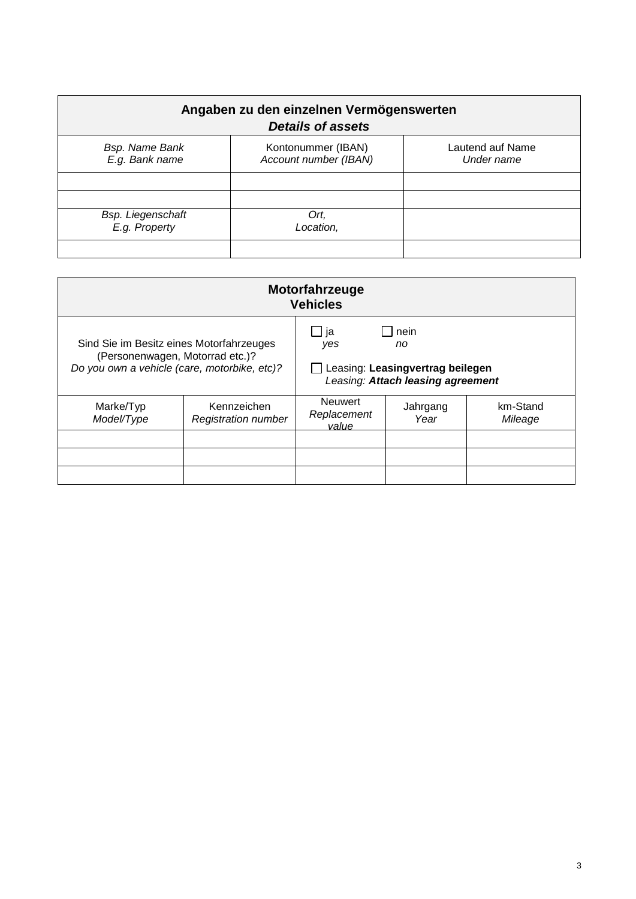| **Angaben zu den einzelnen Vermögenswerten**<br>***Details of assets*** | | |
|---|---|---|
| *Bsp. Name Bank*<br>*E.g. Bank name* | Kontonummer (IBAN)<br>*Account number (IBAN)* | Lautend auf Name<br>*Under name* |
| | | |
| | | |
| *Bsp. Liegenschaft*<br>*E.g. Property* | *Ort,*<br>*Location,* | |
| | | |

| **Motorfahrzeuge**<br>**Vehicles** | | | | |
|---|---|---|---|---|
| Sind Sie im Besitz eines Motorfahrzeuges (Personenwagen, Motorrad etc.)?<br>*Do you own a vehicle (care, motorbike, etc)?* | | ☐ ja *yes* ☐ nein *no*<br><br>☐ Leasing: **Leasingvertrag beilegen**<br>*Leasing: **Attach leasing agreement*** | | |
| Marke/Typ<br>*Model/Type* | Kennzeichen<br>*Registration number* | Neuwert<br>*Replacement value* | Jahrgang<br>*Year* | km-Stand<br>*Mileage* |
| | | | | |
| | | | | |
| | | | | |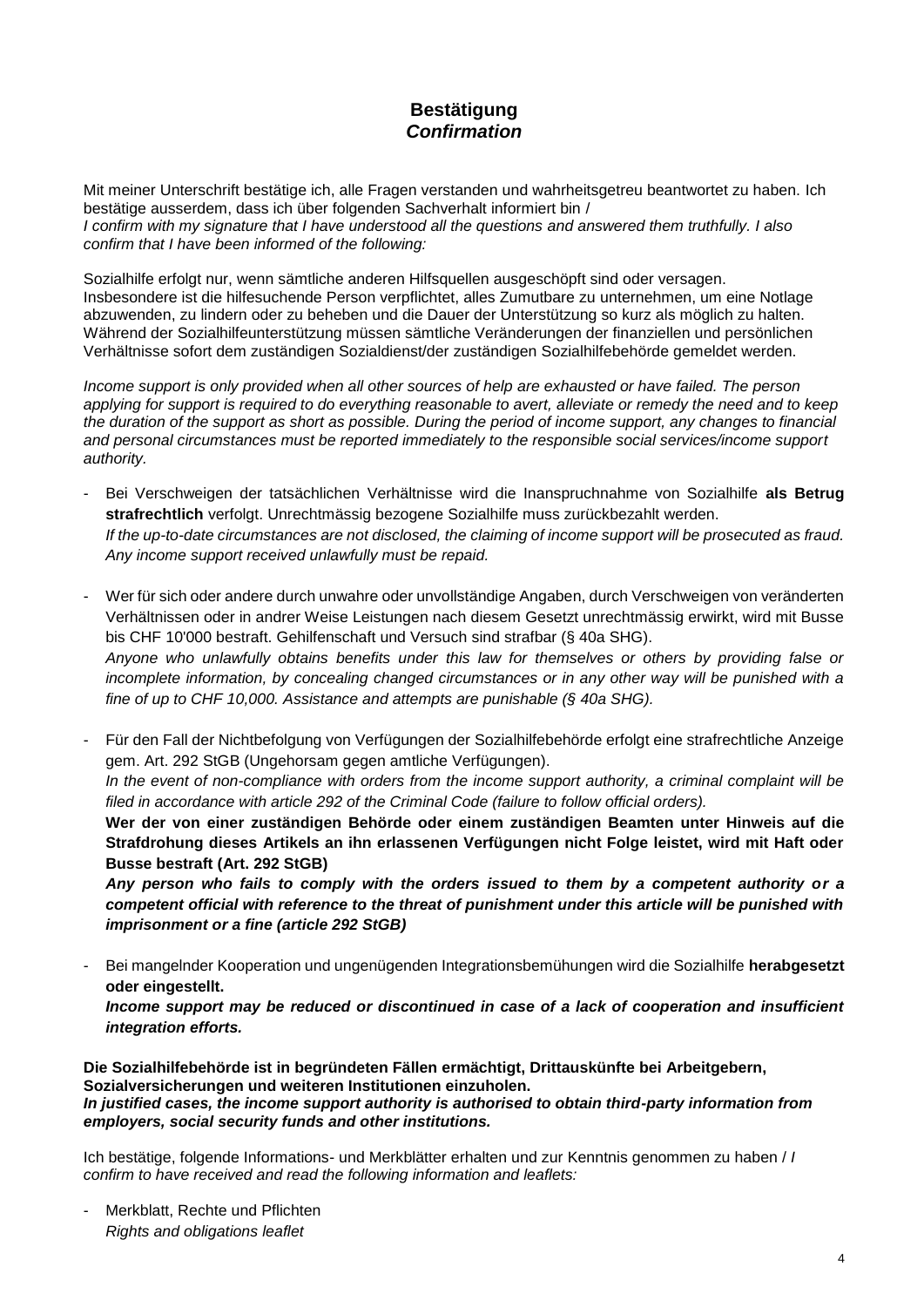## **Bestätigung**
## ***Confirmation***

Mit meiner Unterschrift bestätige ich, alle Fragen verstanden und wahrheitsgetreu beantwortet zu haben. Ich bestätige ausserdem, dass ich über folgenden Sachverhalt informiert bin /
*I confirm with my signature that I have understood all the questions and answered them truthfully. I also confirm that I have been informed of the following:*

Sozialhilfe erfolgt nur, wenn sämtliche anderen Hilfsquellen ausgeschöpft sind oder versagen. Insbesondere ist die hilfesuchende Person verpflichtet, alles Zumutbare zu unternehmen, um eine Notlage abzuwenden, zu lindern oder zu beheben und die Dauer der Unterstützung so kurz als möglich zu halten. Während der Sozialhilfeunterstützung müssen sämtliche Veränderungen der finanziellen und persönlichen Verhältnisse sofort dem zuständigen Sozialdienst/der zuständigen Sozialhilfebehörde gemeldet werden.

*Income support is only provided when all other sources of help are exhausted or have failed. The person applying for support is required to do everything reasonable to avert, alleviate or remedy the need and to keep the duration of the support as short as possible. During the period of income support, any changes to financial and personal circumstances must be reported immediately to the responsible social services/income support authority.*

- Bei Verschweigen der tatsächlichen Verhältnisse wird die Inanspruchnahme von Sozialhilfe **als Betrug strafrechtlich** verfolgt. Unrechtmässig bezogene Sozialhilfe muss zurückbezahlt werden.
  *If the up-to-date circumstances are not disclosed, the claiming of income support will be prosecuted as fraud. Any income support received unlawfully must be repaid.*

- Wer für sich oder andere durch unwahre oder unvollständige Angaben, durch Verschweigen von veränderten Verhältnissen oder in andrer Weise Leistungen nach diesem Gesetzt unrechtmässig erwirkt, wird mit Busse bis CHF 10'000 bestraft. Gehilfenschaft und Versuch sind strafbar (§ 40a SHG).
  *Anyone who unlawfully obtains benefits under this law for themselves or others by providing false or incomplete information, by concealing changed circumstances or in any other way will be punished with a fine of up to CHF 10,000. Assistance and attempts are punishable (§ 40a SHG).*

- Für den Fall der Nichtbefolgung von Verfügungen der Sozialhilfebehörde erfolgt eine strafrechtliche Anzeige gem. Art. 292 StGB (Ungehorsam gegen amtliche Verfügungen).
  *In the event of non-compliance with orders from the income support authority, a criminal complaint will be filed in accordance with article 292 of the Criminal Code (failure to follow official orders).*
  **Wer der von einer zuständigen Behörde oder einem zuständigen Beamten unter Hinweis auf die Strafdrohung dieses Artikels an ihn erlassenen Verfügungen nicht Folge leistet, wird mit Haft oder Busse bestraft (Art. 292 StGB)**
  ***Any person who fails to comply with the orders issued to them by a competent authority or a competent official with reference to the threat of punishment under this article will be punished with imprisonment or a fine (article 292 StGB)***

- Bei mangelnder Kooperation und ungenügenden Integrationsbemühungen wird die Sozialhilfe **herabgesetzt oder eingestellt.**
  ***Income support may be reduced or discontinued in case of a lack of cooperation and insufficient integration efforts.***

**Die Sozialhilfebehörde ist in begründeten Fällen ermächtigt, Drittauskünfte bei Arbeitgebern, Sozialversicherungen und weiteren Institutionen einzuholen.**
***In justified cases, the income support authority is authorised to obtain third-party information from employers, social security funds and other institutions.***

Ich bestätige, folgende Informations- und Merkblätter erhalten und zur Kenntnis genommen zu haben / *I confirm to have received and read the following information and leaflets:*

- Merkblatt, Rechte und Pflichten
  *Rights and obligations leaflet*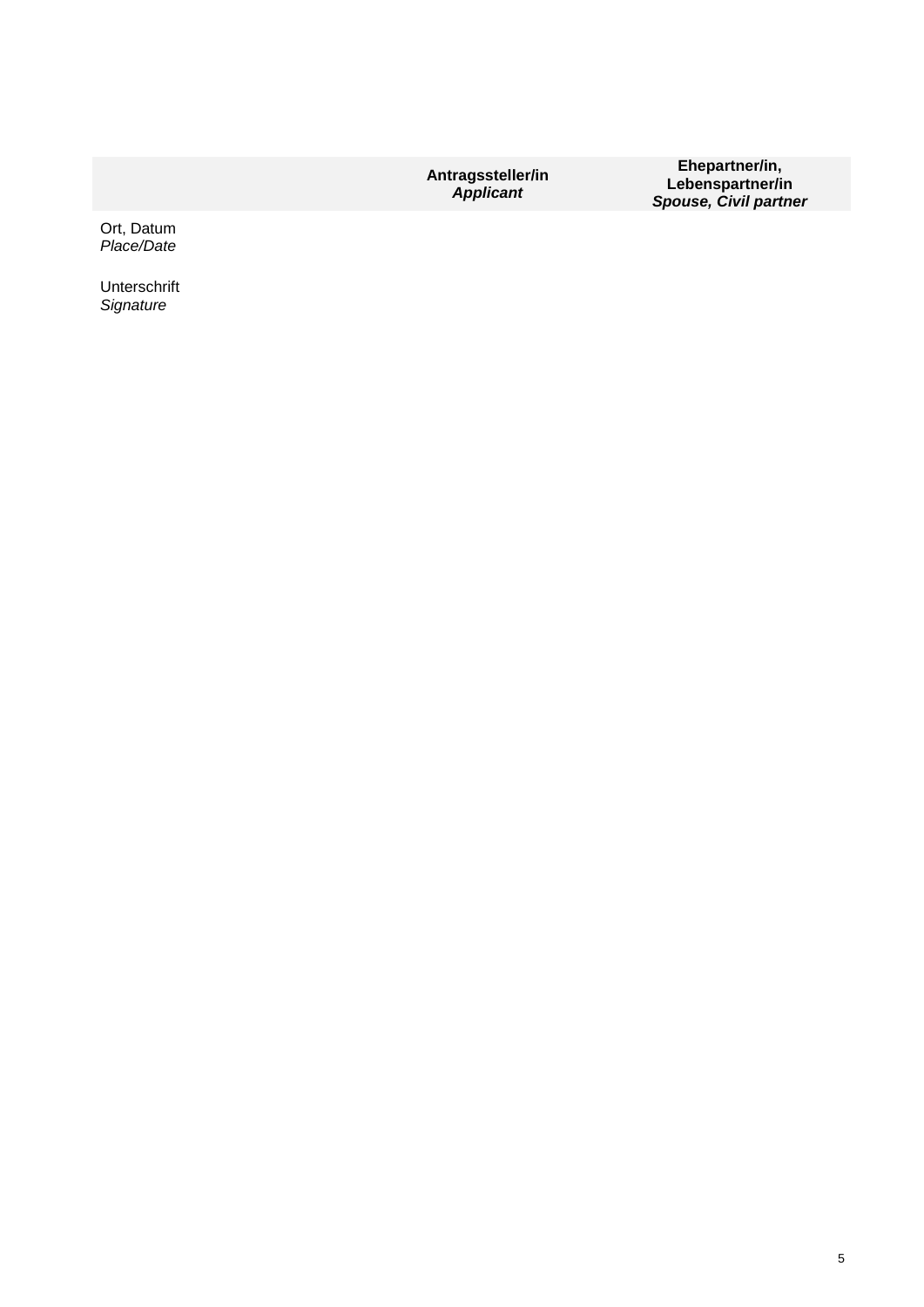| | **Antragssteller/in** *Applicant* | **Ehepartner/in, Lebenspartner/in** *Spouse, Civil partner* |
|---|---|---|
| Ort, Datum *Place/Date* | | |
| Unterschrift *Signature* | | |